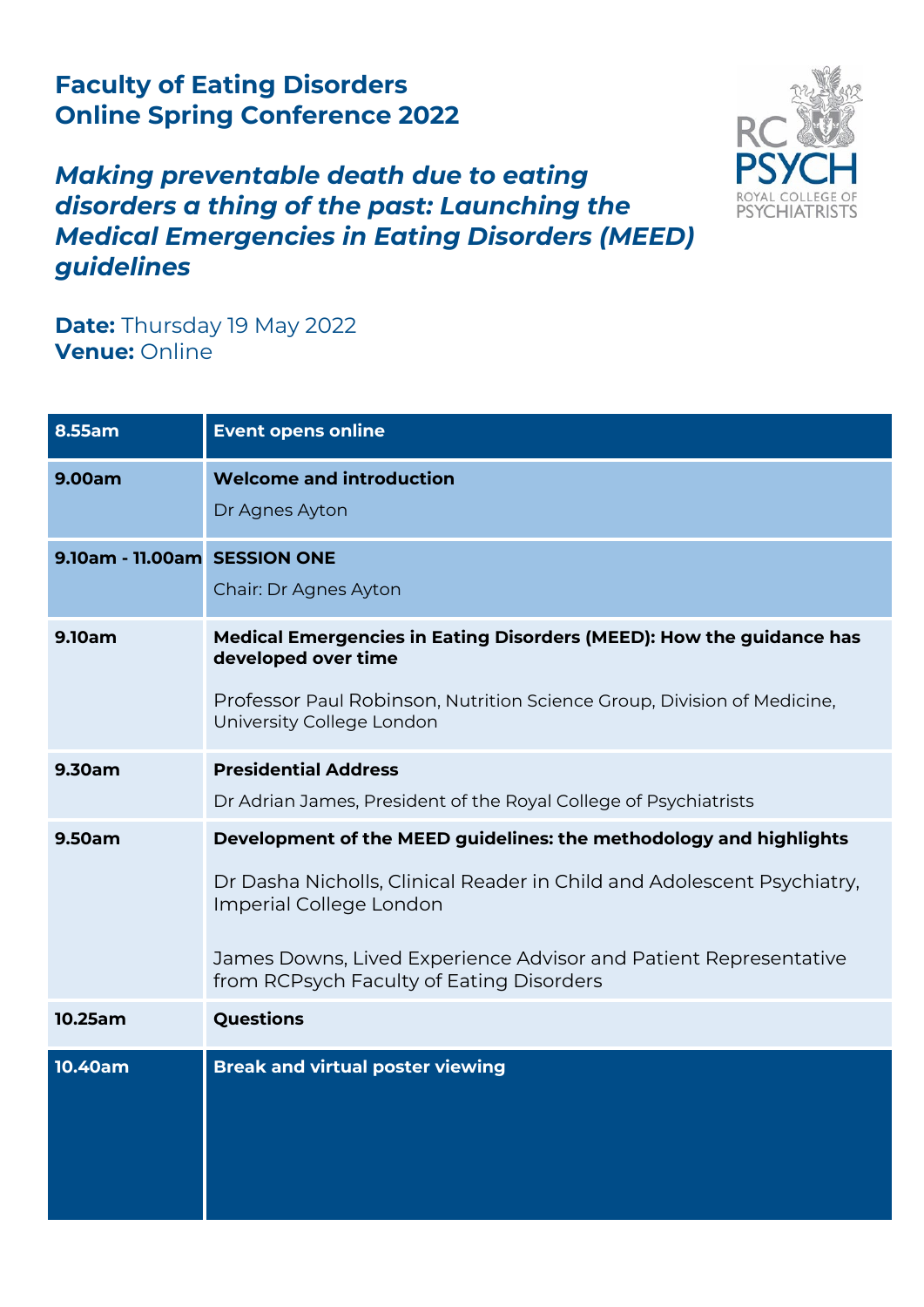# Faculty of Eating Disorders
# Online Spring Conference 2022

## *Making preventable death due to eating disorders a thing of the past: Launching the Medical Emergencies in Eating Disorders (MEED) guidelines*

**Date:** Thursday 19 May 2022
**Venue:** Online

| | |
|---|---|
| **8.55am** | **Event opens online** |
| **9.00am** | **Welcome and introduction**<br><br>Dr Agnes Ayton |
| **9.10am - 11.00am** | **SESSION ONE**<br><br>Chair: Dr Agnes Ayton |
| **9.10am** | **Medical Emergencies in Eating Disorders (MEED): How the guidance has developed over time**<br><br>Professor Paul Robinson, Nutrition Science Group, Division of Medicine, University College London |
| **9.30am** | **Presidential Address**<br><br>Dr Adrian James, President of the Royal College of Psychiatrists |
| **9.50am** | **Development of the MEED guidelines: the methodology and highlights**<br><br>Dr Dasha Nicholls, Clinical Reader in Child and Adolescent Psychiatry, Imperial College London<br><br>James Downs, Lived Experience Advisor and Patient Representative from RCPsych Faculty of Eating Disorders |
| **10.25am** | **Questions** |
| **10.40am** | **Break and virtual poster viewing** |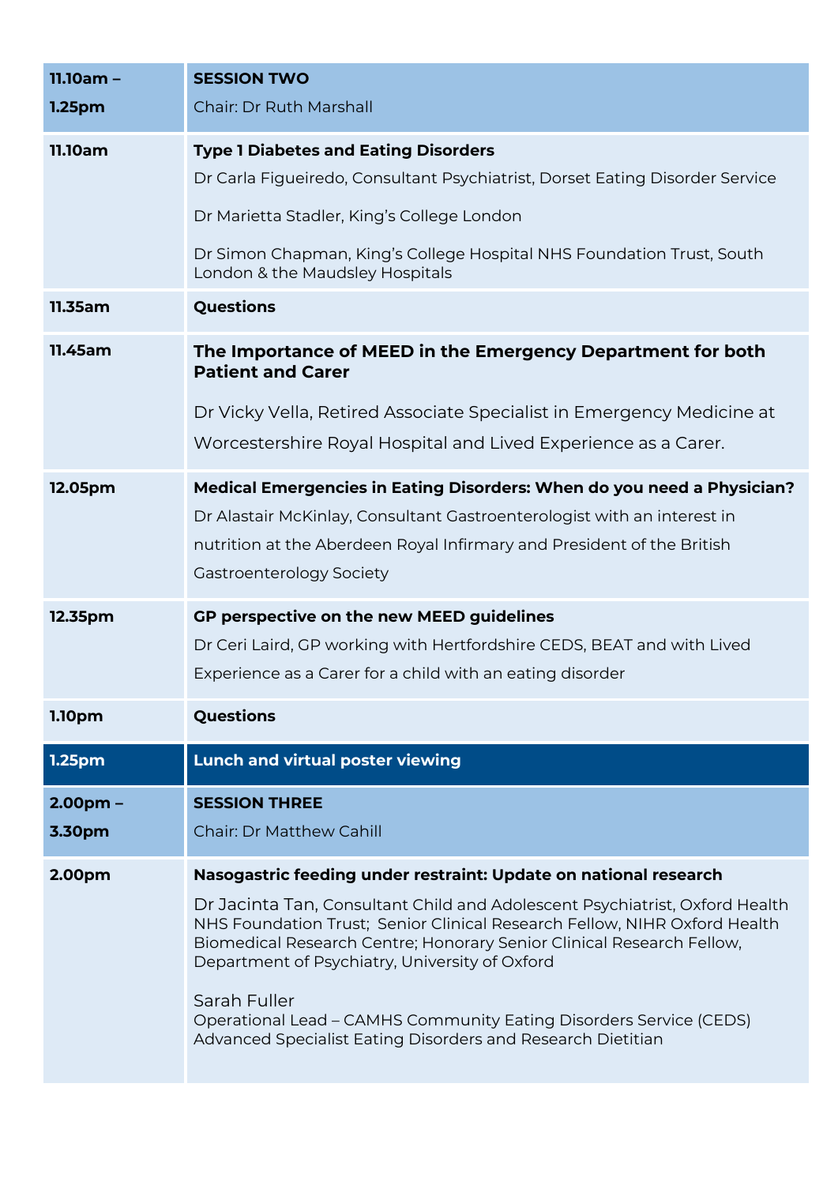| Time | Programme |
| --- | --- |
| **11.10am – 1.25pm** | **SESSION TWO**<br>Chair: Dr Ruth Marshall |
| **11.10am** | **Type 1 Diabetes and Eating Disorders**<br>Dr Carla Figueiredo, Consultant Psychiatrist, Dorset Eating Disorder Service<br>Dr Marietta Stadler, King's College London<br>Dr Simon Chapman, King's College Hospital NHS Foundation Trust, South London & the Maudsley Hospitals |
| **11.35am** | **Questions** |
| **11.45am** | **The Importance of MEED in the Emergency Department for both Patient and Carer**<br>Dr Vicky Vella, Retired Associate Specialist in Emergency Medicine at Worcestershire Royal Hospital and Lived Experience as a Carer. |
| **12.05pm** | **Medical Emergencies in Eating Disorders: When do you need a Physician?**<br>Dr Alastair McKinlay, Consultant Gastroenterologist with an interest in nutrition at the Aberdeen Royal Infirmary and President of the British Gastroenterology Society |
| **12.35pm** | **GP perspective on the new MEED guidelines**<br>Dr Ceri Laird, GP working with Hertfordshire CEDS, BEAT and with Lived Experience as a Carer for a child with an eating disorder |
| **1.10pm** | **Questions** |
| **1.25pm** | **Lunch and virtual poster viewing** |
| **2.00pm – 3.30pm** | **SESSION THREE**<br>Chair: Dr Matthew Cahill |
| **2.00pm** | **Nasogastric feeding under restraint: Update on national research**<br>Dr Jacinta Tan, Consultant Child and Adolescent Psychiatrist, Oxford Health NHS Foundation Trust; Senior Clinical Research Fellow, NIHR Oxford Health Biomedical Research Centre; Honorary Senior Clinical Research Fellow, Department of Psychiatry, University of Oxford<br><br>Sarah Fuller<br>Operational Lead – CAMHS Community Eating Disorders Service (CEDS)<br>Advanced Specialist Eating Disorders and Research Dietitian |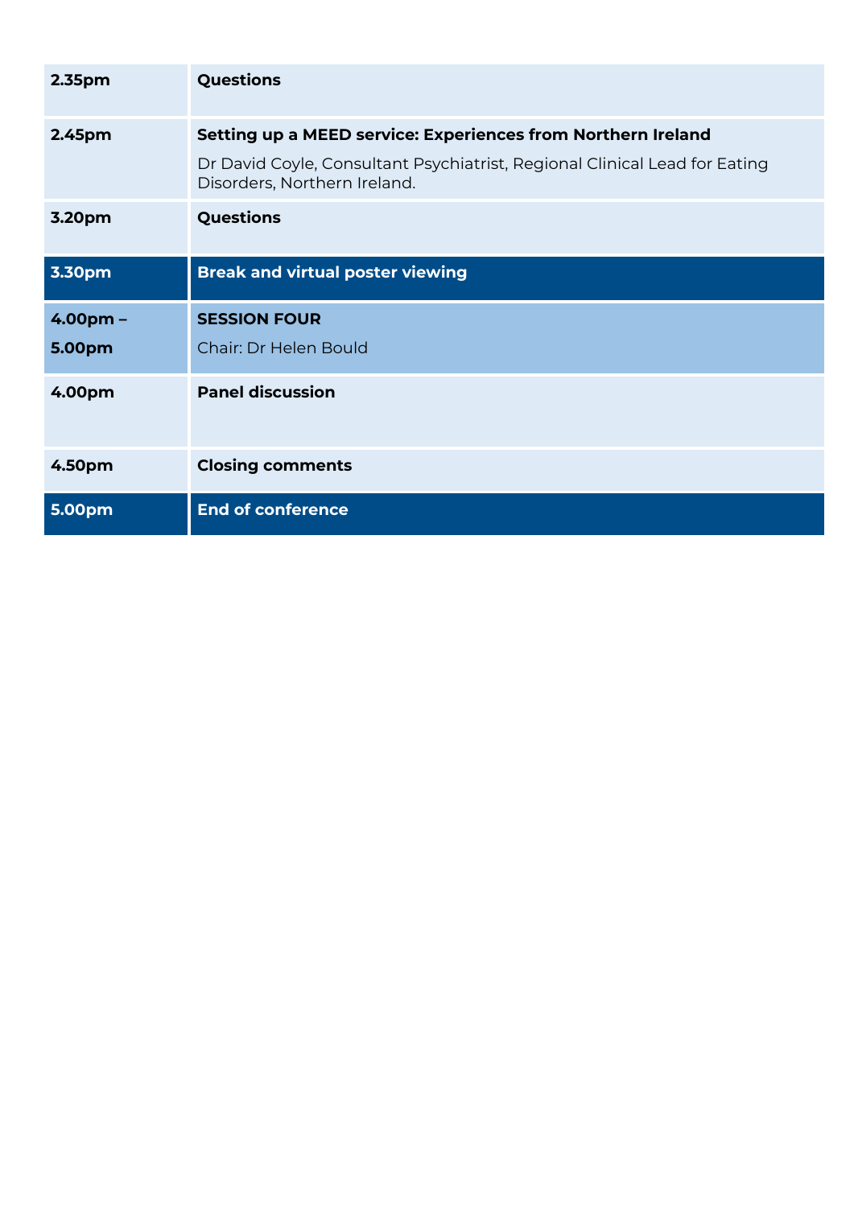| | |
|---|---|
| **2.35pm** | **Questions** |
| **2.45pm** | **Setting up a MEED service: Experiences from Northern Ireland**<br>Dr David Coyle, Consultant Psychiatrist, Regional Clinical Lead for Eating Disorders, Northern Ireland. |
| **3.20pm** | **Questions** |
| **3.30pm** | **Break and virtual poster viewing** |
| **4.00pm – 5.00pm** | **SESSION FOUR**<br>Chair: Dr Helen Bould |
| **4.00pm** | **Panel discussion** |
| **4.50pm** | **Closing comments** |
| **5.00pm** | **End of conference** |